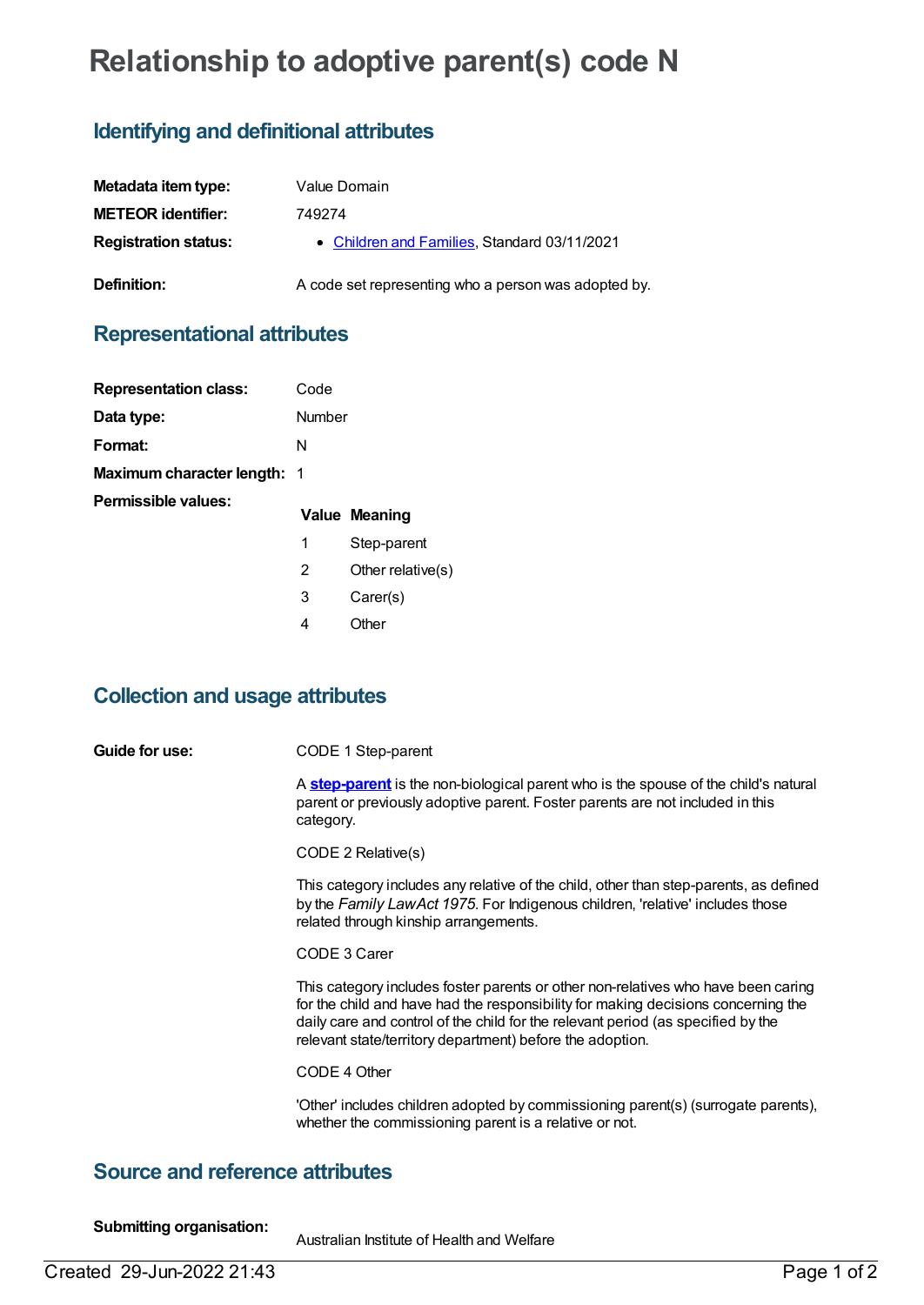# Relationship to adoptive parent(s) code N

## Identifying and definitional attributes

| | |
|---|---|
| **Metadata item type:** | Value Domain |
| **METEOR identifier:** | 749274 |
| **Registration status:** | • Children and Families, Standard 03/11/2021 |
| **Definition:** | A code set representing who a person was adopted by. |

## Representational attributes

| | |
|---|---|
| **Representation class:** | Code |
| **Data type:** | Number |
| **Format:** | N |
| **Maximum character length:** | 1 |

**Permissible values:**

| Value | Meaning |
|---|---|
| 1 | Step-parent |
| 2 | Other relative(s) |
| 3 | Carer(s) |
| 4 | Other |

## Collection and usage attributes

**Guide for use:**

CODE 1 Step-parent

A **step-parent** is the non-biological parent who is the spouse of the child's natural parent or previously adoptive parent. Foster parents are not included in this category.

CODE 2 Relative(s)

This category includes any relative of the child, other than step-parents, as defined by the *Family LawAct 1975*. For Indigenous children, 'relative' includes those related through kinship arrangements.

CODE 3 Carer

This category includes foster parents or other non-relatives who have been caring for the child and have had the responsibility for making decisions concerning the daily care and control of the child for the relevant period (as specified by the relevant state/territory department) before the adoption.

CODE 4 Other

'Other' includes children adopted by commissioning parent(s) (surrogate parents), whether the commissioning parent is a relative or not.

## Source and reference attributes

**Submitting organisation:** Australian Institute of Health and Welfare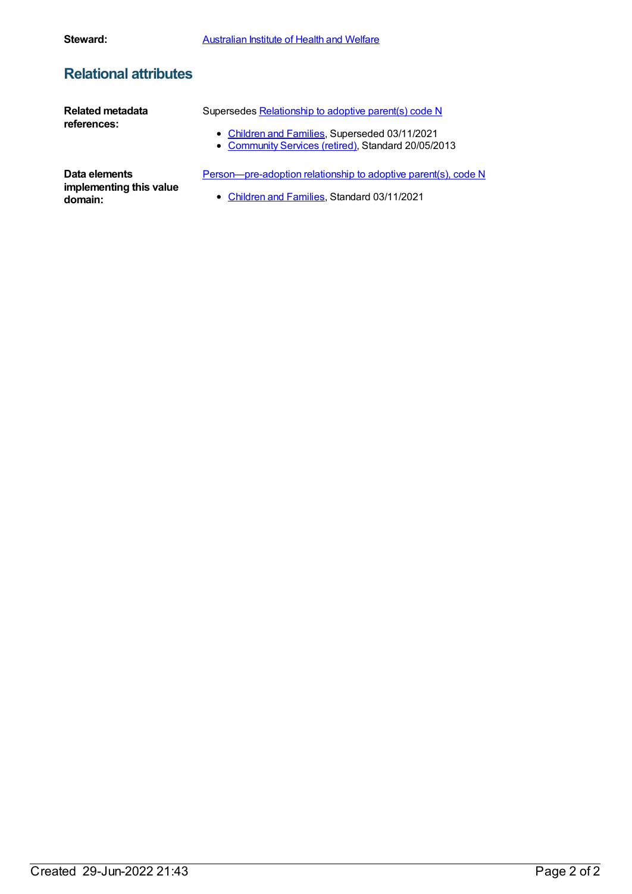**Steward:** Australian Institute of Health and Welfare

## Relational attributes

**Related metadata references:**

Supersedes Relationship to adoptive parent(s) code N

- Children and Families, Superseded 03/11/2021
- Community Services (retired), Standard 20/05/2013

**Data elements implementing this value domain:**

Person—pre-adoption relationship to adoptive parent(s), code N

- Children and Families, Standard 03/11/2021